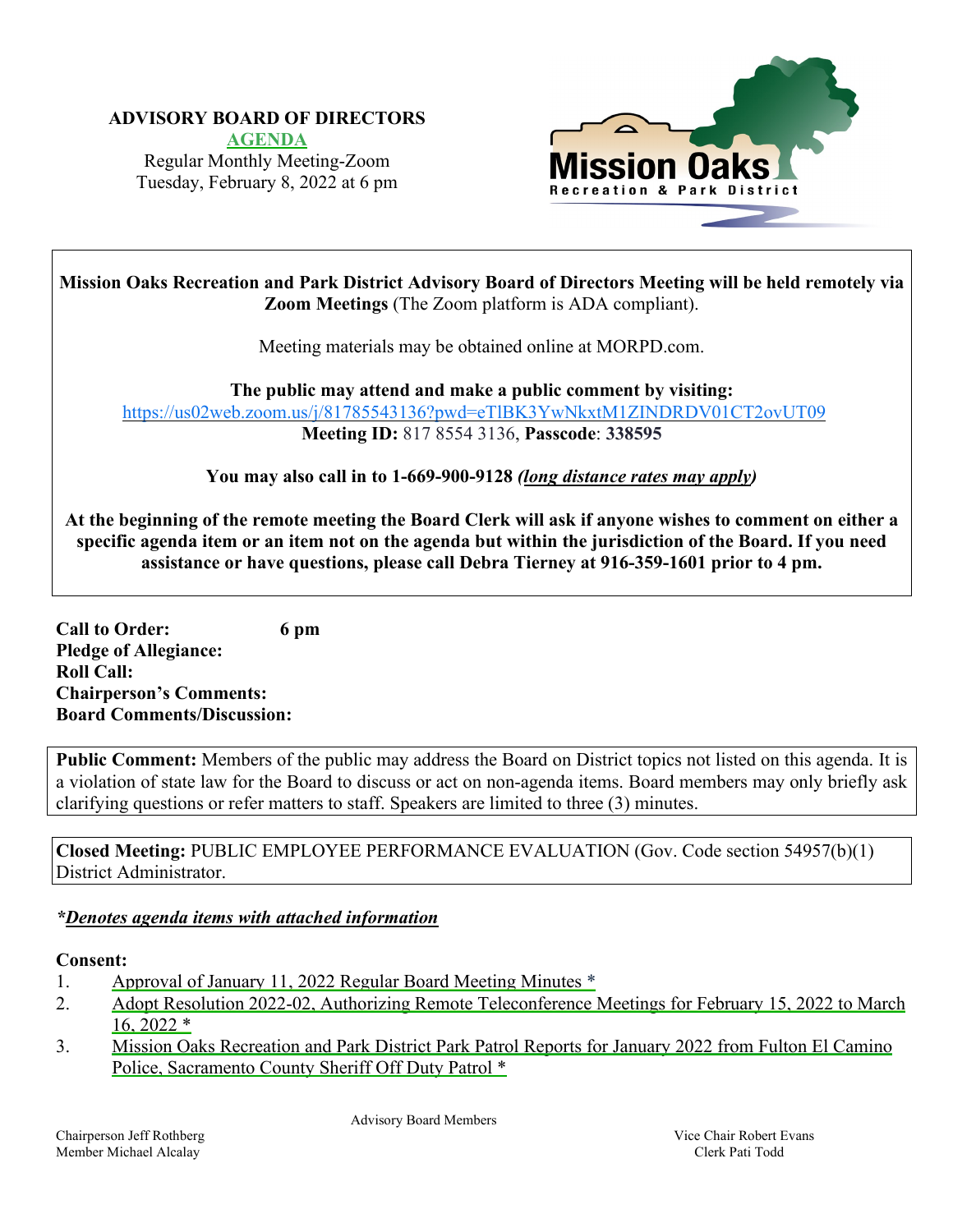**ADVISORY BOARD OF DIRECTORS**

**AGENDA**

Regular Monthly Meeting-Zoom

Tuesday, February 8, 2022 at 6 pm

Mission Oaks Recreation & Park District

**Mission Oaks Recreation and Park District Advisory Board of Directors Meeting will be held remotely via Zoom Meetings** (The Zoom platform is ADA compliant).

Meeting materials may be obtained online at MORPD.com.

**The public may attend and make a public comment by visiting:**
https://us02web.zoom.us/j/81785543136?pwd=eTlBK3YwNkxtM1ZINDRDV01CT2ovUT09
**Meeting ID:** 817 8554 3136, **Passcode**: **338595**

**You may also call in to 1-669-900-9128** ***(long distance rates may apply)***

**At the beginning of the remote meeting the Board Clerk will ask if anyone wishes to comment on either a specific agenda item or an item not on the agenda but within the jurisdiction of the Board. If you need assistance or have questions, please call Debra Tierney at 916-359-1601 prior to 4 pm.**

**Call to Order:** **6 pm**
**Pledge of Allegiance:**
**Roll Call:**
**Chairperson's Comments:**
**Board Comments/Discussion:**

**Public Comment:** Members of the public may address the Board on District topics not listed on this agenda. It is a violation of state law for the Board to discuss or act on non-agenda items. Board members may only briefly ask clarifying questions or refer matters to staff. Speakers are limited to three (3) minutes.

**Closed Meeting:** PUBLIC EMPLOYEE PERFORMANCE EVALUATION (Gov. Code section 54957(b)(1) District Administrator.

***Denotes agenda items with attached information***

**Consent:**

1. Approval of January 11, 2022 Regular Board Meeting Minutes *
2. Adopt Resolution 2022-02, Authorizing Remote Teleconference Meetings for February 15, 2022 to March 16, 2022 *
3. Mission Oaks Recreation and Park District Park Patrol Reports for January 2022 from Fulton El Camino Police, Sacramento County Sheriff Off Duty Patrol *

Advisory Board Members

Chairperson Jeff Rothberg
Member Michael Alcalay
Vice Chair Robert Evans
Clerk Pati Todd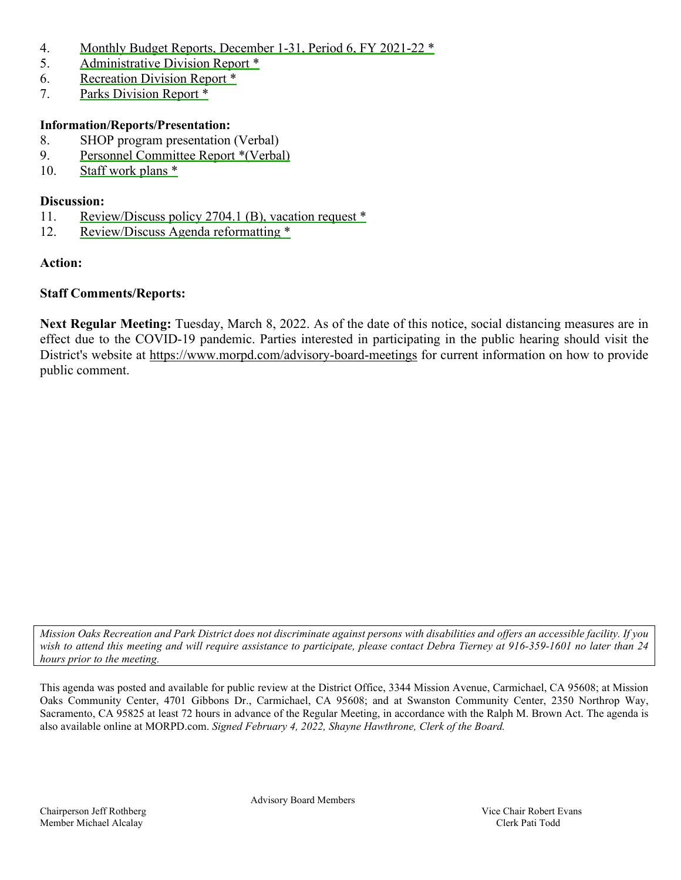4. Monthly Budget Reports, December 1-31, Period 6, FY 2021-22 *
5. Administrative Division Report *
6. Recreation Division Report *
7. Parks Division Report *

**Information/Reports/Presentation:**

8. SHOP program presentation (Verbal)
9. Personnel Committee Report *(Verbal)
10. Staff work plans *

**Discussion:**

11. Review/Discuss policy 2704.1 (B), vacation request *
12. Review/Discuss Agenda reformatting *

**Action:**

**Staff Comments/Reports:**

**Next Regular Meeting:** Tuesday, March 8, 2022. As of the date of this notice, social distancing measures are in effect due to the COVID-19 pandemic. Parties interested in participating in the public hearing should visit the District's website at https://www.morpd.com/advisory-board-meetings for current information on how to provide public comment.

*Mission Oaks Recreation and Park District does not discriminate against persons with disabilities and offers an accessible facility. If you wish to attend this meeting and will require assistance to participate, please contact Debra Tierney at 916-359-1601 no later than 24 hours prior to the meeting.*

This agenda was posted and available for public review at the District Office, 3344 Mission Avenue, Carmichael, CA 95608; at Mission Oaks Community Center, 4701 Gibbons Dr., Carmichael, CA 95608; and at Swanston Community Center, 2350 Northrop Way, Sacramento, CA 95825 at least 72 hours in advance of the Regular Meeting, in accordance with the Ralph M. Brown Act. The agenda is also available online at MORPD.com. *Signed February 4, 2022, Shayne Hawthrone, Clerk of the Board.*

Advisory Board Members

Chairperson Jeff Rothberg
Member Michael Alcalay

Vice Chair Robert Evans
Clerk Pati Todd